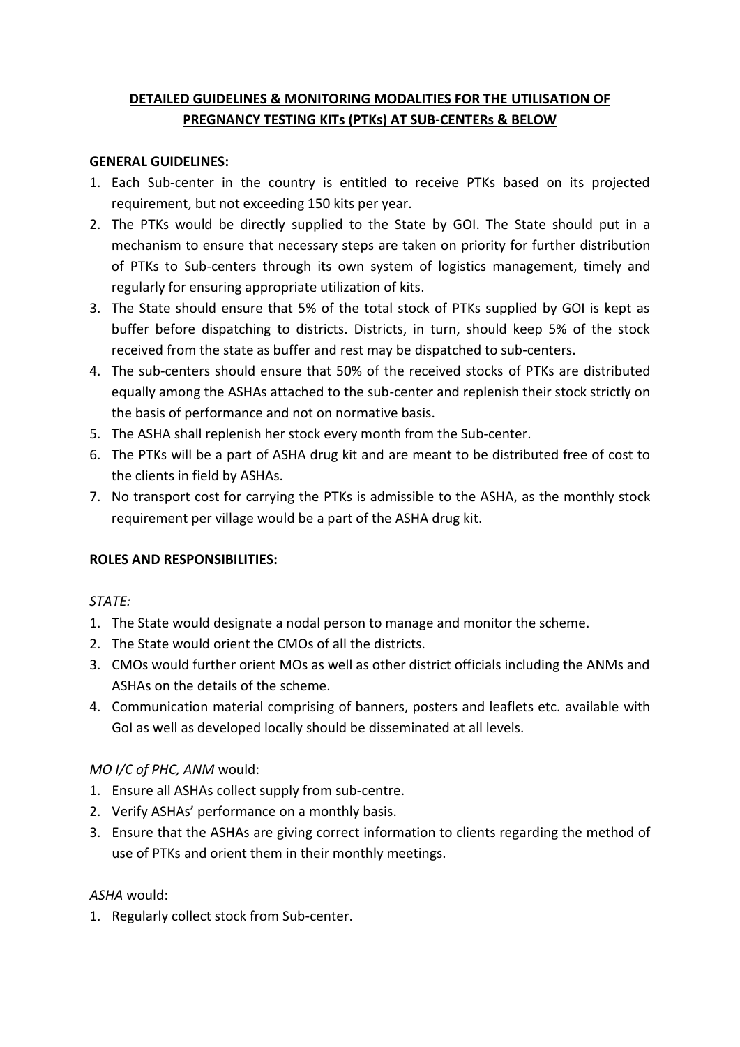# DETAILED GUIDELINES & MONITORING MODALITIES FOR THE UTILISATION OF PREGNANCY TESTING KITs (PTKs) AT SUB-CENTERs & BELOW

**GENERAL GUIDELINES:**

1. Each Sub-center in the country is entitled to receive PTKs based on its projected requirement, but not exceeding 150 kits per year.
2. The PTKs would be directly supplied to the State by GOI. The State should put in a mechanism to ensure that necessary steps are taken on priority for further distribution of PTKs to Sub-centers through its own system of logistics management, timely and regularly for ensuring appropriate utilization of kits.
3. The State should ensure that 5% of the total stock of PTKs supplied by GOI is kept as buffer before dispatching to districts. Districts, in turn, should keep 5% of the stock received from the state as buffer and rest may be dispatched to sub-centers.
4. The sub-centers should ensure that 50% of the received stocks of PTKs are distributed equally among the ASHAs attached to the sub-center and replenish their stock strictly on the basis of performance and not on normative basis.
5. The ASHA shall replenish her stock every month from the Sub-center.
6. The PTKs will be a part of ASHA drug kit and are meant to be distributed free of cost to the clients in field by ASHAs.
7. No transport cost for carrying the PTKs is admissible to the ASHA, as the monthly stock requirement per village would be a part of the ASHA drug kit.

**ROLES AND RESPONSIBILITIES:**

*STATE:*

1. The State would designate a nodal person to manage and monitor the scheme.
2. The State would orient the CMOs of all the districts.
3. CMOs would further orient MOs as well as other district officials including the ANMs and ASHAs on the details of the scheme.
4. Communication material comprising of banners, posters and leaflets etc. available with GoI as well as developed locally should be disseminated at all levels.

*MO I/C of PHC, ANM* would:

1. Ensure all ASHAs collect supply from sub-centre.
2. Verify ASHAs' performance on a monthly basis.
3. Ensure that the ASHAs are giving correct information to clients regarding the method of use of PTKs and orient them in their monthly meetings.

*ASHA* would:

1. Regularly collect stock from Sub-center.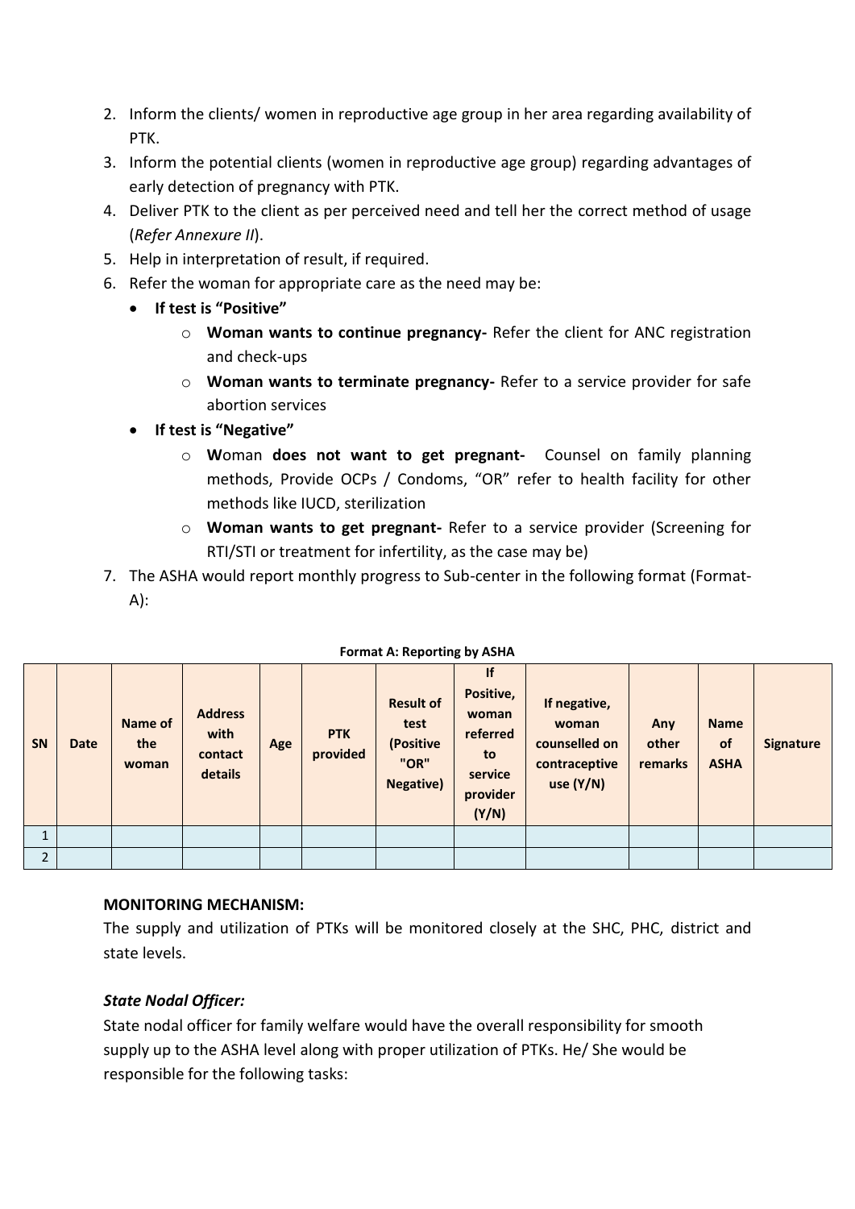2. Inform the clients/ women in reproductive age group in her area regarding availability of PTK.
3. Inform the potential clients (women in reproductive age group) regarding advantages of early detection of pregnancy with PTK.
4. Deliver PTK to the client as per perceived need and tell her the correct method of usage (*Refer Annexure II*).
5. Help in interpretation of result, if required.
6. Refer the woman for appropriate care as the need may be:
   - **If test is "Positive"**
     - **Woman wants to continue pregnancy-** Refer the client for ANC registration and check-ups
     - **Woman wants to terminate pregnancy-** Refer to a service provider for safe abortion services
   - **If test is "Negative"**
     - **W**oman **does not want to get pregnant-** Counsel on family planning methods, Provide OCPs / Condoms, "OR" refer to health facility for other methods like IUCD, sterilization
     - **Woman wants to get pregnant-** Refer to a service provider (Screening for RTI/STI or treatment for infertility, as the case may be)
7. The ASHA would report monthly progress to Sub-center in the following format (Format-A):

**Format A: Reporting by ASHA**

| SN | Date | Name of the woman | Address with contact details | Age | PTK provided | Result of test (Positive "OR" Negative) | If Positive, woman referred to service provider (Y/N) | If negative, woman counselled on contraceptive use (Y/N) | Any other remarks | Name of ASHA | Signature |
|---|---|---|---|---|---|---|---|---|---|---|---|
| 1 | | | | | | | | | | | |
| 2 | | | | | | | | | | | |

**MONITORING MECHANISM:**

The supply and utilization of PTKs will be monitored closely at the SHC, PHC, district and state levels.

***State Nodal Officer:***

State nodal officer for family welfare would have the overall responsibility for smooth supply up to the ASHA level along with proper utilization of PTKs. He/ She would be responsible for the following tasks: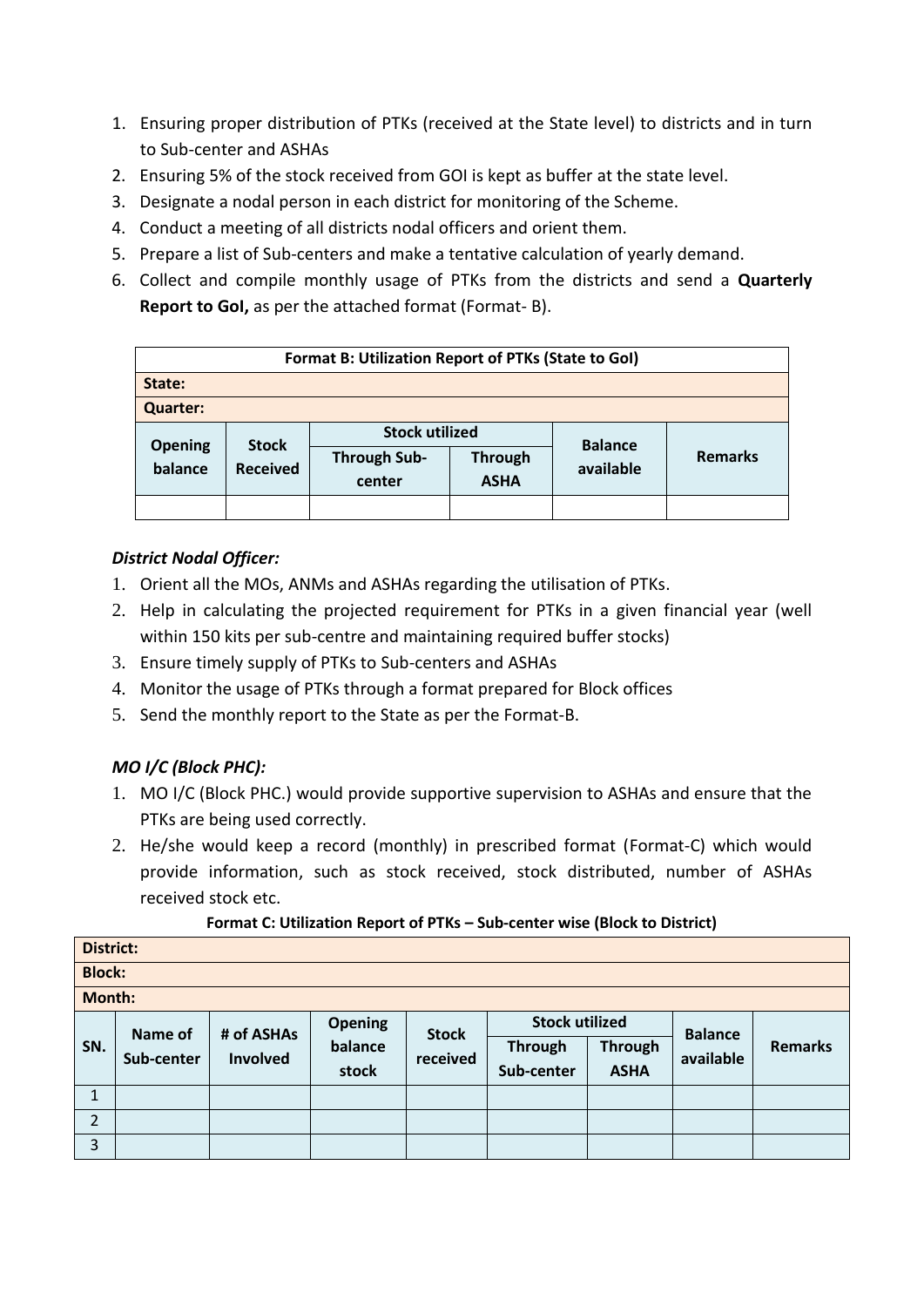1. Ensuring proper distribution of PTKs (received at the State level) to districts and in turn to Sub-center and ASHAs
2. Ensuring 5% of the stock received from GOI is kept as buffer at the state level.
3. Designate a nodal person in each district for monitoring of the Scheme.
4. Conduct a meeting of all districts nodal officers and orient them.
5. Prepare a list of Sub-centers and make a tentative calculation of yearly demand.
6. Collect and compile monthly usage of PTKs from the districts and send a **Quarterly Report to GoI,** as per the attached format (Format- B).

| **Format B: Utilization Report of PTKs (State to GoI)** | | | | | |
|---|---|---|---|---|---|
| **State:** | | | | | |
| **Quarter:** | | | | | |
| **Opening balance** | **Stock Received** | **Stock utilized** | | **Balance available** | **Remarks** |
| | | **Through Sub-center** | **Through ASHA** | | |
| | | | | | |

***District Nodal Officer:***

1. Orient all the MOs, ANMs and ASHAs regarding the utilisation of PTKs.
2. Help in calculating the projected requirement for PTKs in a given financial year (well within 150 kits per sub-centre and maintaining required buffer stocks)
3. Ensure timely supply of PTKs to Sub-centers and ASHAs
4. Monitor the usage of PTKs through a format prepared for Block offices
5. Send the monthly report to the State as per the Format-B.

***MO I/C (Block PHC):***

1. MO I/C (Block PHC.) would provide supportive supervision to ASHAs and ensure that the PTKs are being used correctly.
2. He/she would keep a record (monthly) in prescribed format (Format-C) which would provide information, such as stock received, stock distributed, number of ASHAs received stock etc.

**Format C: Utilization Report of PTKs – Sub-center wise (Block to District)**

| **District:** | | | | | | | | |
|---|---|---|---|---|---|---|---|---|
| **Block:** | | | | | | | | |
| **Month:** | | | | | | | | |
| **SN.** | **Name of Sub-center** | **# of ASHAs Involved** | **Opening balance stock** | **Stock received** | **Stock utilized** | | **Balance available** | **Remarks** |
| | | | | | **Through Sub-center** | **Through ASHA** | | |
| 1 | | | | | | | | |
| 2 | | | | | | | | |
| 3 | | | | | | | | |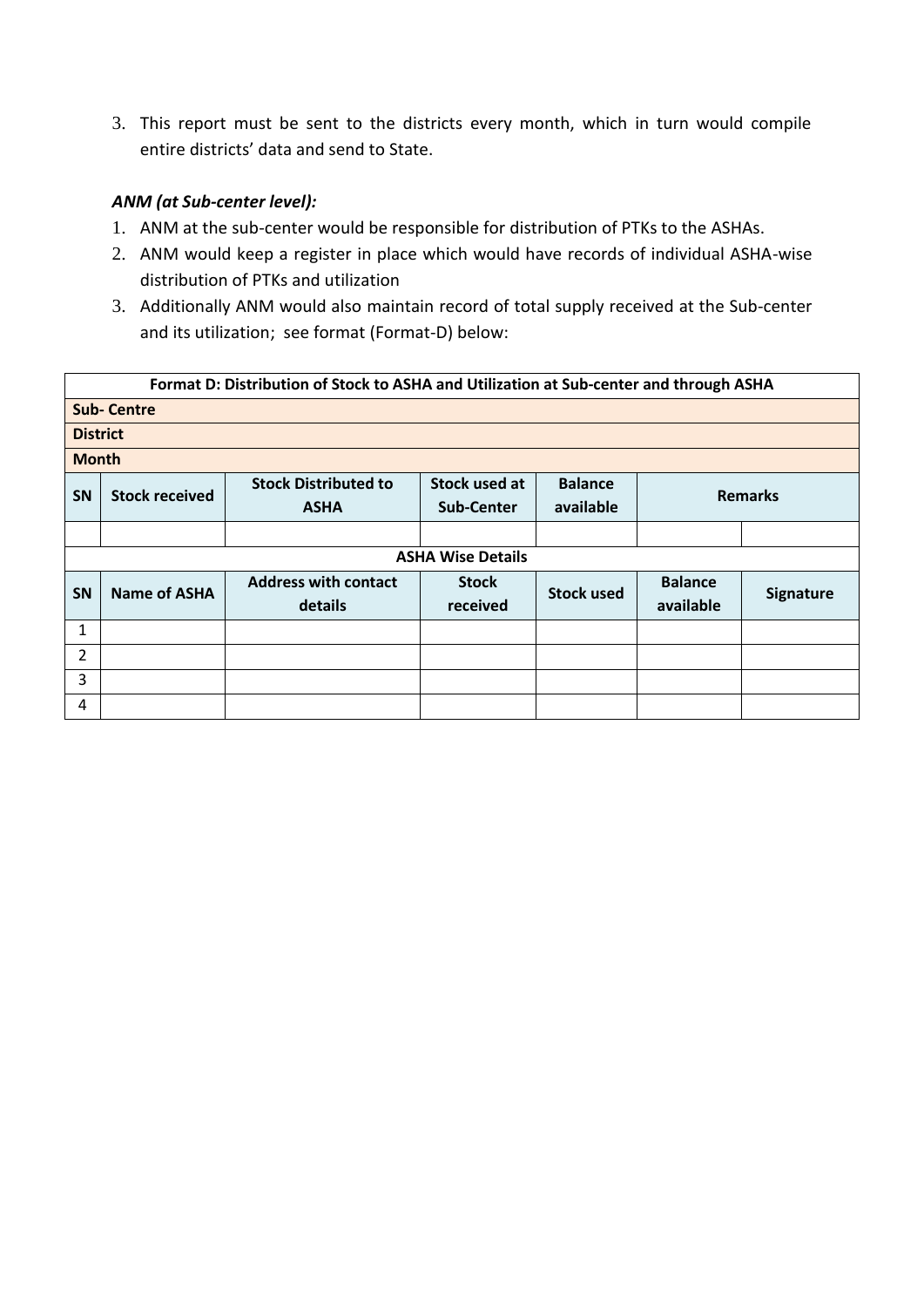3. This report must be sent to the districts every month, which in turn would compile entire districts' data and send to State.

***ANM (at Sub-center level):***

1. ANM at the sub-center would be responsible for distribution of PTKs to the ASHAs.
2. ANM would keep a register in place which would have records of individual ASHA-wise distribution of PTKs and utilization
3. Additionally ANM would also maintain record of total supply received at the Sub-center and its utilization; see format (Format-D) below:

| **Format D: Distribution of Stock to ASHA and Utilization at Sub-center and through ASHA** | | | | | | |
|---|---|---|---|---|---|---|
| **Sub- Centre** | | | | | | |
| **District** | | | | | | |
| **Month** | | | | | | |
| **SN** | **Stock received** | **Stock Distributed to ASHA** | **Stock used at Sub-Center** | **Balance available** | **Remarks** | |
| | | | | | | |
| **ASHA Wise Details** | | | | | | |
| **SN** | **Name of ASHA** | **Address with contact details** | **Stock received** | **Stock used** | **Balance available** | **Signature** |
| 1 | | | | | | |
| 2 | | | | | | |
| 3 | | | | | | |
| 4 | | | | | | |